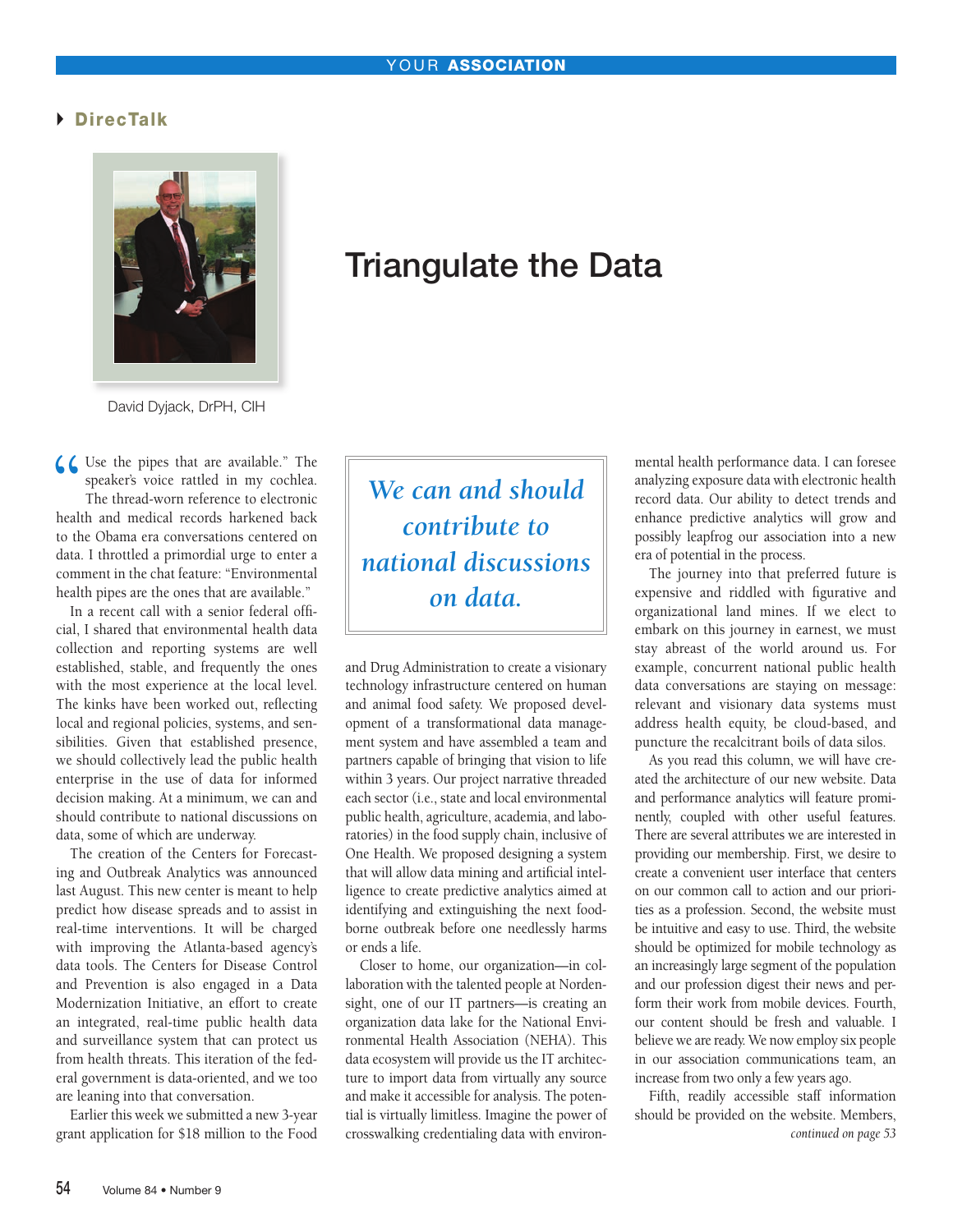# YOUR ASSOCIATION

## DirecTalk

David Dyjack, DrPH, CIH

# Triangulate the Data

"Use the pipes that are available." The speaker's voice rattled in my cochlea. The thread-worn reference to electronic health and medical records harkened back to the Obama era conversations centered on data. I throttled a primordial urge to enter a comment in the chat feature: "Environmental health pipes are the ones that are available."

In a recent call with a senior federal official, I shared that environmental health data collection and reporting systems are well established, stable, and frequently the ones with the most experience at the local level. The kinks have been worked out, reflecting local and regional policies, systems, and sensibilities. Given that established presence, we should collectively lead the public health enterprise in the use of data for informed decision making. At a minimum, we can and should contribute to national discussions on data, some of which are underway.

> *We can and should contribute to national discussions on data.*

The creation of the Centers for Forecasting and Outbreak Analytics was announced last August. This new center is meant to help predict how disease spreads and to assist in real-time interventions. It will be charged with improving the Atlanta-based agency's data tools. The Centers for Disease Control and Prevention is also engaged in a Data Modernization Initiative, an effort to create an integrated, real-time public health data and surveillance system that can protect us from health threats. This iteration of the federal government is data-oriented, and we too are leaning into that conversation.

Earlier this week we submitted a new 3-year grant application for $18 million to the Food and Drug Administration to create a visionary technology infrastructure centered on human and animal food safety. We proposed development of a transformational data management system and have assembled a team and partners capable of bringing that vision to life within 3 years. Our project narrative threaded each sector (i.e., state and local environmental public health, agriculture, academia, and laboratories) in the food supply chain, inclusive of One Health. We proposed designing a system that will allow data mining and artificial intelligence to create predictive analytics aimed at identifying and extinguishing the next foodborne outbreak before one needlessly harms or ends a life.

Closer to home, our organization—in collaboration with the talented people at Nordensight, one of our IT partners—is creating an organization data lake for the National Environmental Health Association (NEHA). This data ecosystem will provide us the IT architecture to import data from virtually any source and make it accessible for analysis. The potential is virtually limitless. Imagine the power of crosswalking credentialing data with environmental health performance data. I can foresee analyzing exposure data with electronic health record data. Our ability to detect trends and enhance predictive analytics will grow and possibly leapfrog our association into a new era of potential in the process.

The journey into that preferred future is expensive and riddled with figurative and organizational land mines. If we elect to embark on this journey in earnest, we must stay abreast of the world around us. For example, concurrent national public health data conversations are staying on message: relevant and visionary data systems must address health equity, be cloud-based, and puncture the recalcitrant boils of data silos.

As you read this column, we will have created the architecture of our new website. Data and performance analytics will feature prominently, coupled with other useful features. There are several attributes we are interested in providing our membership. First, we desire to create a convenient user interface that centers on our common call to action and our priorities as a profession. Second, the website must be intuitive and easy to use. Third, the website should be optimized for mobile technology as an increasingly large segment of the population and our profession digest their news and perform their work from mobile devices. Fourth, our content should be fresh and valuable. I believe we are ready. We now employ six people in our association communications team, an increase from two only a few years ago.

Fifth, readily accessible staff information should be provided on the website. Members,

*continued on page 53*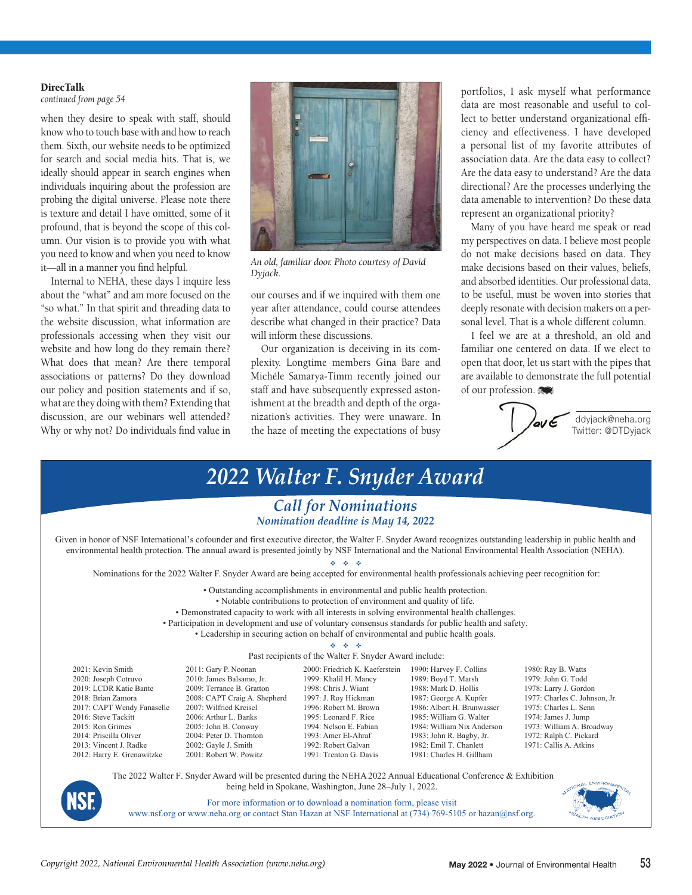**DirecTalk**

*continued from page 54*

when they desire to speak with staff, should know who to touch base with and how to reach them. Sixth, our website needs to be optimized for search and social media hits. That is, we ideally should appear in search engines when individuals inquiring about the profession are probing the digital universe. Please note there is texture and detail I have omitted, some of it profound, that is beyond the scope of this column. Our vision is to provide you with what you need to know and when you need to know it—all in a manner you find helpful.

Internal to NEHA, these days I inquire less about the "what" and am more focused on the "so what." In that spirit and threading data to the website discussion, what information are professionals accessing when they visit our website and how long do they remain there? What does that mean? Are there temporal associations or patterns? Do they download our policy and position statements and if so, what are they doing with them? Extending that discussion, are our webinars well attended? Why or why not? Do individuals find value in our courses and if we inquired with them one year after attendance, could course attendees describe what changed in their practice? Data will inform these discussions.

*An old, familiar door. Photo courtesy of David Dyjack.*

Our organization is deceiving in its complexity. Longtime members Gina Bare and Michéle Samarya-Timm recently joined our staff and have subsequently expressed astonishment at the breadth and depth of the organization's activities. They were unaware. In the haze of meeting the expectations of busy portfolios, I ask myself what performance data are most reasonable and useful to collect to better understand organizational efficiency and effectiveness. I have developed a personal list of my favorite attributes of association data. Are the data easy to collect? Are the data easy to understand? Are the data directional? Are the processes underlying the data amenable to intervention? Do these data represent an organizational priority?

Many of you have heard me speak or read my perspectives on data. I believe most people do not make decisions based on data. They make decisions based on their values, beliefs, and absorbed identities. Our professional data, to be useful, must be woven into stories that deeply resonate with decision makers on a personal level. That is a whole different column.

I feel we are at a threshold, an old and familiar one centered on data. If we elect to open that door, let us start with the pipes that are available to demonstrate the full potential of our profession.

Dave

ddyjack@neha.org
Twitter: @DTDyjack

# 2022 Walter F. Snyder Award

## Call for Nominations

***Nomination deadline is May 14, 2022***

Given in honor of NSF International's cofounder and first executive director, the Walter F. Snyder Award recognizes outstanding leadership in public health and environmental health protection. The annual award is presented jointly by NSF International and the National Environmental Health Association (NEHA).

Nominations for the 2022 Walter F. Snyder Award are being accepted for environmental health professionals achieving peer recognition for:

- Outstanding accomplishments in environmental and public health protection.
- Notable contributions to protection of environment and quality of life.
- Demonstrated capacity to work with all interests in solving environmental health challenges.
- Participation in development and use of voluntary consensus standards for public health and safety.
- Leadership in securing action on behalf of environmental and public health goals.

Past recipients of the Walter F. Snyder Award include:

2021: Kevin Smith
2020: Joseph Cotruvo
2019: LCDR Katie Bante
2018: Brian Zamora
2017: CAPT Wendy Fanaselle
2016: Steve Tackitt
2015: Ron Grimes
2014: Priscilla Oliver
2013: Vincent J. Radke
2012: Harry E. Grenawitzke
2011: Gary P. Noonan
2010: James Balsamo, Jr.
2009: Terrance B. Gratton
2008: CAPT Craig A. Shepherd
2007: Wilfried Kreisel
2006: Arthur L. Banks
2005: John B. Conway
2004: Peter D. Thornton
2002: Gayle J. Smith
2001: Robert W. Powitz
2000: Friedrich K. Kaeferstein
1999: Khalil H. Mancy
1998: Chris J. Wiant
1997: J. Roy Hickman
1996: Robert M. Brown
1995: Leonard F. Rice
1994: Nelson E. Fabian
1993: Amer El-Ahraf
1992: Robert Galvan
1991: Trenton G. Davis
1990: Harvey F. Collins
1989: Boyd T. Marsh
1988: Mark D. Hollis
1987: George A. Kupfer
1986: Albert H. Brunwasser
1985: William G. Walter
1984: William Nix Anderson
1983: John R. Bagby, Jr.
1982: Emil T. Chanlett
1981: Charles H. Gillham
1980: Ray B. Watts
1979: John G. Todd
1978: Larry J. Gordon
1977: Charles C. Johnson, Jr.
1975: Charles L. Senn
1974: James J. Jump
1973: William A. Broadway
1972: Ralph C. Pickard
1971: Callis A. Atkins

The 2022 Walter F. Snyder Award will be presented during the NEHA 2022 Annual Educational Conference & Exhibition being held in Spokane, Washington, June 28–July 1, 2022.

For more information or to download a nomination form, please visit www.nsf.org or www.neha.org or contact Stan Hazan at NSF International at (734) 769-5105 or hazan@nsf.org.

*Copyright 2022, National Environmental Health Association (www.neha.org)*